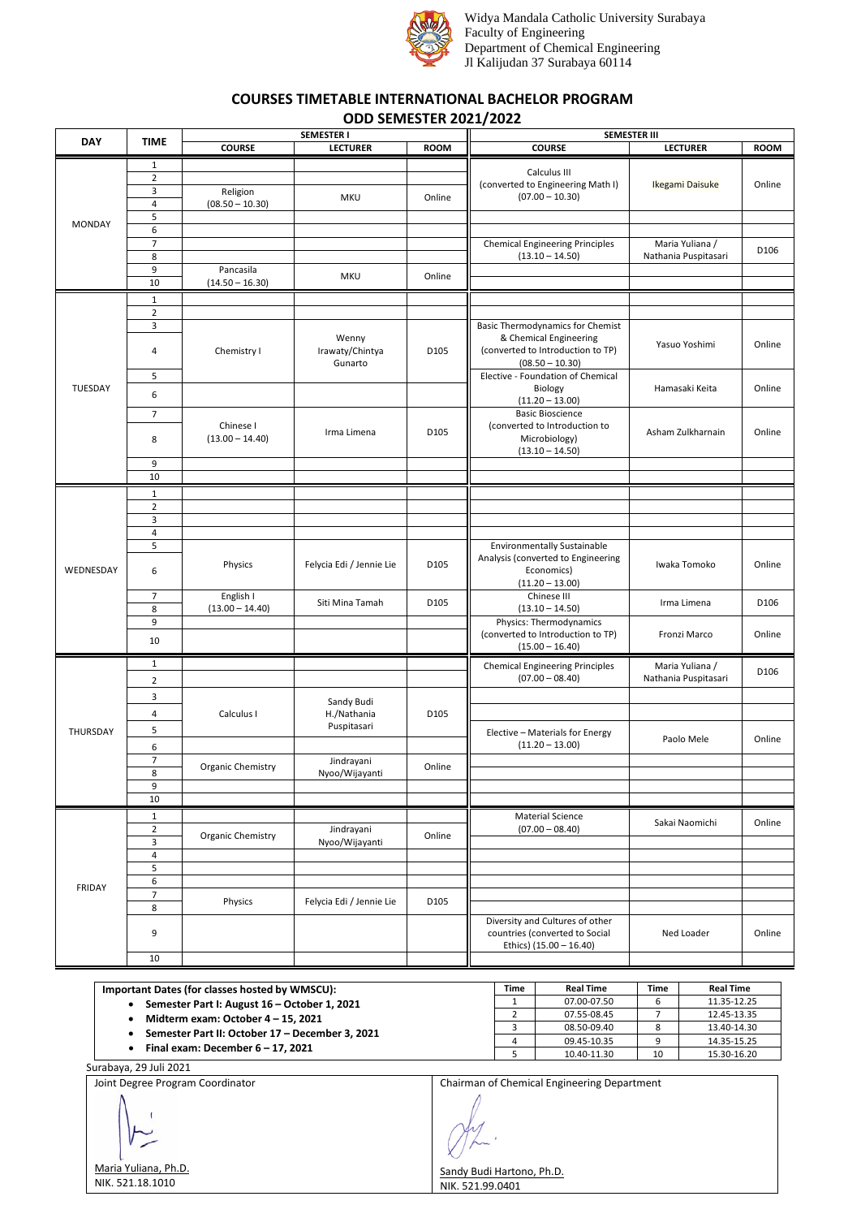Widya Mandala Catholic University Surabaya
Faculty of Engineering
Department of Chemical Engineering
Jl Kalijudan 37 Surabaya 60114

## COURSES TIMETABLE INTERNATIONAL BACHELOR PROGRAM
## ODD SEMESTER 2021/2022

| DAY | TIME | SEMESTER I | | | SEMESTER III | | |
|---|---|---|---|---|---|---|---|
| | | COURSE | LECTURER | ROOM | COURSE | LECTURER | ROOM |
| MONDAY | 1 | | | | Calculus III (converted to Engineering Math I) (07.00 – 10.30) | Ikegami Daisuke | Online |
| | 2 | | | | | | |
| | 3 | Religion (08.50 – 10.30) | MKU | Online | | | |
| | 4 | | | | | | |
| | 5 | | | | | | |
| | 6 | | | | | | |
| | 7 | | | | Chemical Engineering Principles (13.10 – 14.50) | Maria Yuliana / Nathania Puspitasari | D106 |
| | 8 | | | | | | |
| | 9 | Pancasila (14.50 – 16.30) | MKU | Online | | | |
| | 10 | | | | | | |
| TUESDAY | 1 | | | | | | |
| | 2 | | | | | | |
| | 3 | Chemistry I | Wenny Irawaty/Chintya Gunarto | D105 | Basic Thermodynamics for Chemist & Chemical Engineering (converted to Introduction to TP) (08.50 – 10.30) | Yasuo Yoshimi | Online |
| | 4 | | | | | | |
| | 5 | | | | Elective - Foundation of Chemical Biology (11.20 – 13.00) | Hamasaki Keita | Online |
| | 6 | | | | | | |
| | 7 | Chinese I (13.00 – 14.40) | Irma Limena | D105 | Basic Bioscience (converted to Introduction to Microbiology) (13.10 – 14.50) | Asham Zulkharnain | Online |
| | 8 | | | | | | |
| | 9 | | | | | | |
| | 10 | | | | | | |
| WEDNESDAY | 1 | | | | | | |
| | 2 | | | | | | |
| | 3 | | | | | | |
| | 4 | | | | | | |
| | 5 | Physics | Felycia Edi / Jennie Lie | D105 | Environmentally Sustainable Analysis (converted to Engineering Economics) (11.20 – 13.00) | Iwaka Tomoko | Online |
| | 6 | | | | | | |
| | 7 | English I (13.00 – 14.40) | Siti Mina Tamah | D105 | Chinese III (13.10 – 14.50) | Irma Limena | D106 |
| | 8 | | | | | | |
| | 9 | | | | Physics: Thermodynamics (converted to Introduction to TP) (15.00 – 16.40) | Fronzi Marco | Online |
| | 10 | | | | | | |
| THURSDAY | 1 | | | | Chemical Engineering Principles (07.00 – 08.40) | Maria Yuliana / Nathania Puspitasari | D106 |
| | 2 | | | | | | |
| | 3 | Calculus I | Sandy Budi H./Nathania Puspitasari | D105 | | | |
| | 4 | | | | | | |
| | 5 | | | | Elective – Materials for Energy (11.20 – 13.00) | Paolo Mele | Online |
| | 6 | | | | | | |
| | 7 | Organic Chemistry | Jindrayani Nyoo/Wijayanti | Online | | | |
| | 8 | | | | | | |
| | 9 | | | | | | |
| | 10 | | | | | | |
| FRIDAY | 1 | | | | Material Science (07.00 – 08.40) | Sakai Naomichi | Online |
| | 2 | Organic Chemistry | Jindrayani Nyoo/Wijayanti | Online | | | |
| | 3 | | | | | | |
| | 4 | | | | | | |
| | 5 | | | | | | |
| | 6 | | | | | | |
| | 7 | Physics | Felycia Edi / Jennie Lie | D105 | | | |
| | 8 | | | | | | |
| | 9 | | | | Diversity and Cultures of other countries (converted to Social Ethics) (15.00 – 16.40) | Ned Loader | Online |
| | 10 | | | | | | |

**Important Dates (for classes hosted by WMSCU):**

- **Semester Part I: August 16 – October 1, 2021**
- **Midterm exam: October 4 – 15, 2021**
- **Semester Part II: October 17 – December 3, 2021**
- **Final exam: December 6 – 17, 2021**

| Time | Real Time | Time | Real Time |
|---|---|---|---|
| 1 | 07.00-07.50 | 6 | 11.35-12.25 |
| 2 | 07.55-08.45 | 7 | 12.45-13.35 |
| 3 | 08.50-09.40 | 8 | 13.40-14.30 |
| 4 | 09.45-10.35 | 9 | 14.35-15.25 |
| 5 | 10.40-11.30 | 10 | 15.30-16.20 |

Surabaya, 29 Juli 2021

| Joint Degree Program Coordinator | Chairman of Chemical Engineering Department |
|---|---|
| Maria Yuliana, Ph.D. | Sandy Budi Hartono, Ph.D. |
| NIK. 521.18.1010 | NIK. 521.99.0401 |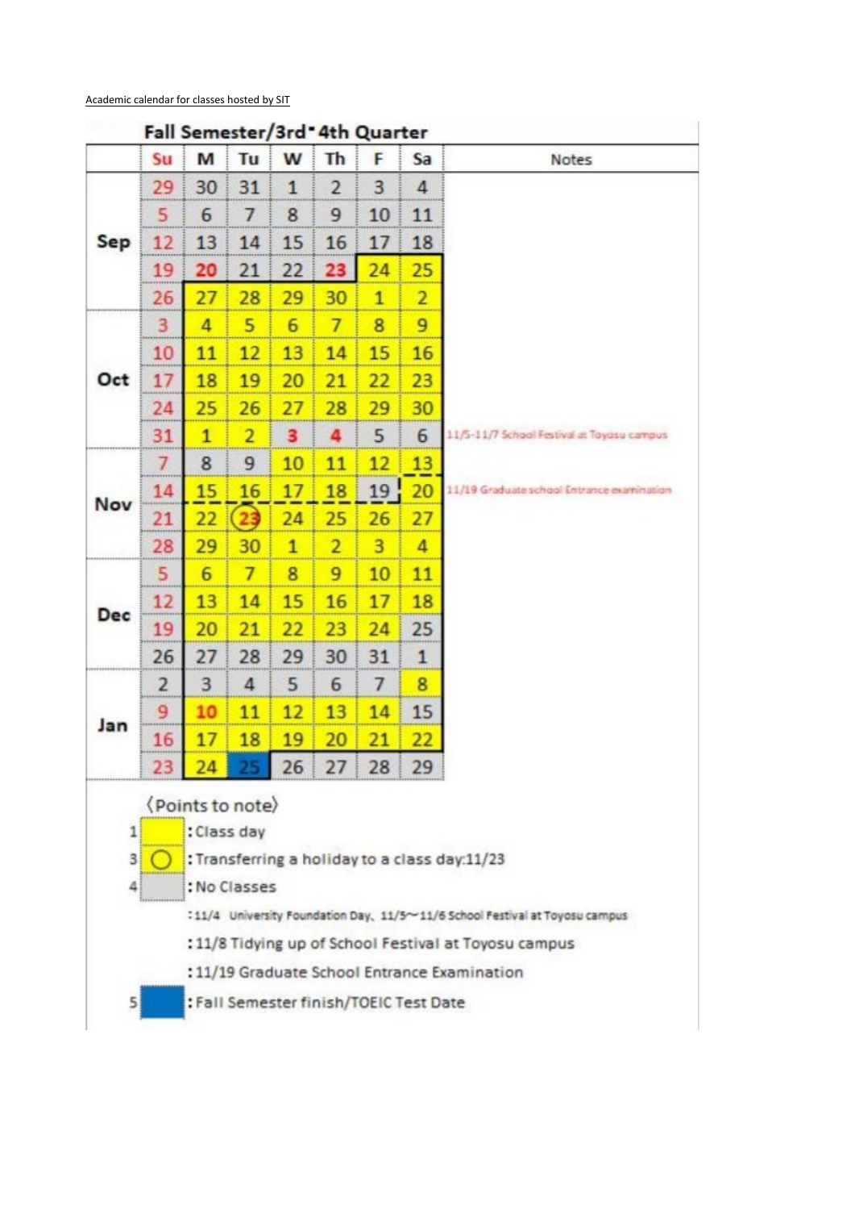Academic calendar for classes hosted by SIT

## Fall Semester/3rd･4th Quarter

| | Su | M | Tu | W | Th | F | Sa | Notes |
|---|---|---|---|---|---|---|---|---|
| Sep | 29 | 30 | 31 | 1 | 2 | 3 | 4 | |
| | 5 | 6 | 7 | 8 | 9 | 10 | 11 | |
| | 12 | 13 | 14 | 15 | 16 | 17 | 18 | |
| | 19 | 20 | 21 | 22 | 23 | 24 | 25 | |
| | 26 | 27 | 28 | 29 | 30 | 1 | 2 | |
| Oct | 3 | 4 | 5 | 6 | 7 | 8 | 9 | |
| | 10 | 11 | 12 | 13 | 14 | 15 | 16 | |
| | 17 | 18 | 19 | 20 | 21 | 22 | 23 | |
| | 24 | 25 | 26 | 27 | 28 | 29 | 30 | |
| | 31 | 1 | 2 | 3 | 4 | 5 | 6 | 11/5-11/7 School Festival at Toyosu campus |
| Nov | 7 | 8 | 9 | 10 | 11 | 12 | 13 | |
| | 14 | 15 | 16 | 17 | 18 | 19 | 20 | 11/19 Graduate school Entrance examination |
| | 21 | 22 | 23 | 24 | 25 | 26 | 27 | |
| | 28 | 29 | 30 | 1 | 2 | 3 | 4 | |
| Dec | 5 | 6 | 7 | 8 | 9 | 10 | 11 | |
| | 12 | 13 | 14 | 15 | 16 | 17 | 18 | |
| | 19 | 20 | 21 | 22 | 23 | 24 | 25 | |
| | 26 | 27 | 28 | 29 | 30 | 31 | 1 | |
| Jan | 2 | 3 | 4 | 5 | 6 | 7 | 8 | |
| | 9 | 10 | 11 | 12 | 13 | 14 | 15 | |
| | 16 | 17 | 18 | 19 | 20 | 21 | 22 | |
| | 23 | 24 | 25 | 26 | 27 | 28 | 29 | |

〈Points to note〉

1 (yellow): Class day

3 (○): Transferring a holiday to a class day:11/23

4 (gray): No Classes

:11/4 University Foundation Day、11/5~11/6 School Festival at Toyosu campus

:11/8 Tidying up of School Festival at Toyosu campus

:11/19 Graduate School Entrance Examination

5 (blue): Fall Semester finish/TOEIC Test Date